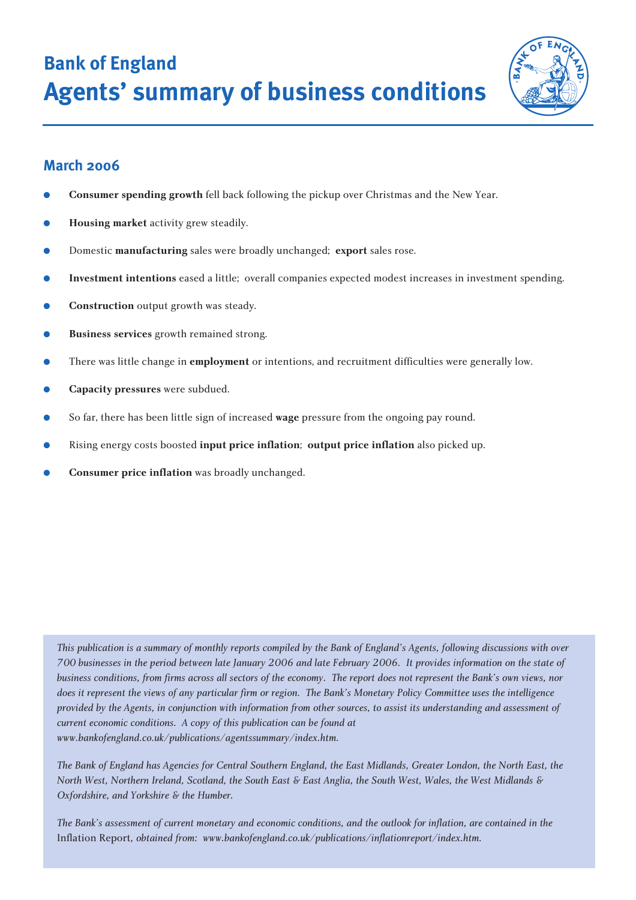# Bank of England
# Agents' summary of business conditions

## March 2006

- **Consumer spending growth** fell back following the pickup over Christmas and the New Year.
- **Housing market** activity grew steadily.
- Domestic **manufacturing** sales were broadly unchanged; **export** sales rose.
- **Investment intentions** eased a little; overall companies expected modest increases in investment spending.
- **Construction** output growth was steady.
- **Business services** growth remained strong.
- There was little change in **employment** or intentions, and recruitment difficulties were generally low.
- **Capacity pressures** were subdued.
- So far, there has been little sign of increased **wage** pressure from the ongoing pay round.
- Rising energy costs boosted **input price inflation**; **output price inflation** also picked up.
- **Consumer price inflation** was broadly unchanged.

*This publication is a summary of monthly reports compiled by the Bank of England's Agents, following discussions with over 700 businesses in the period between late January 2006 and late February 2006. It provides information on the state of business conditions, from firms across all sectors of the economy. The report does not represent the Bank's own views, nor does it represent the views of any particular firm or region. The Bank's Monetary Policy Committee uses the intelligence provided by the Agents, in conjunction with information from other sources, to assist its understanding and assessment of current economic conditions. A copy of this publication can be found at www.bankofengland.co.uk/publications/agentssummary/index.htm.*

*The Bank of England has Agencies for Central Southern England, the East Midlands, Greater London, the North East, the North West, Northern Ireland, Scotland, the South East & East Anglia, the South West, Wales, the West Midlands & Oxfordshire, and Yorkshire & the Humber.*

*The Bank's assessment of current monetary and economic conditions, and the outlook for inflation, are contained in the* Inflation Report, *obtained from: www.bankofengland.co.uk/publications/inflationreport/index.htm.*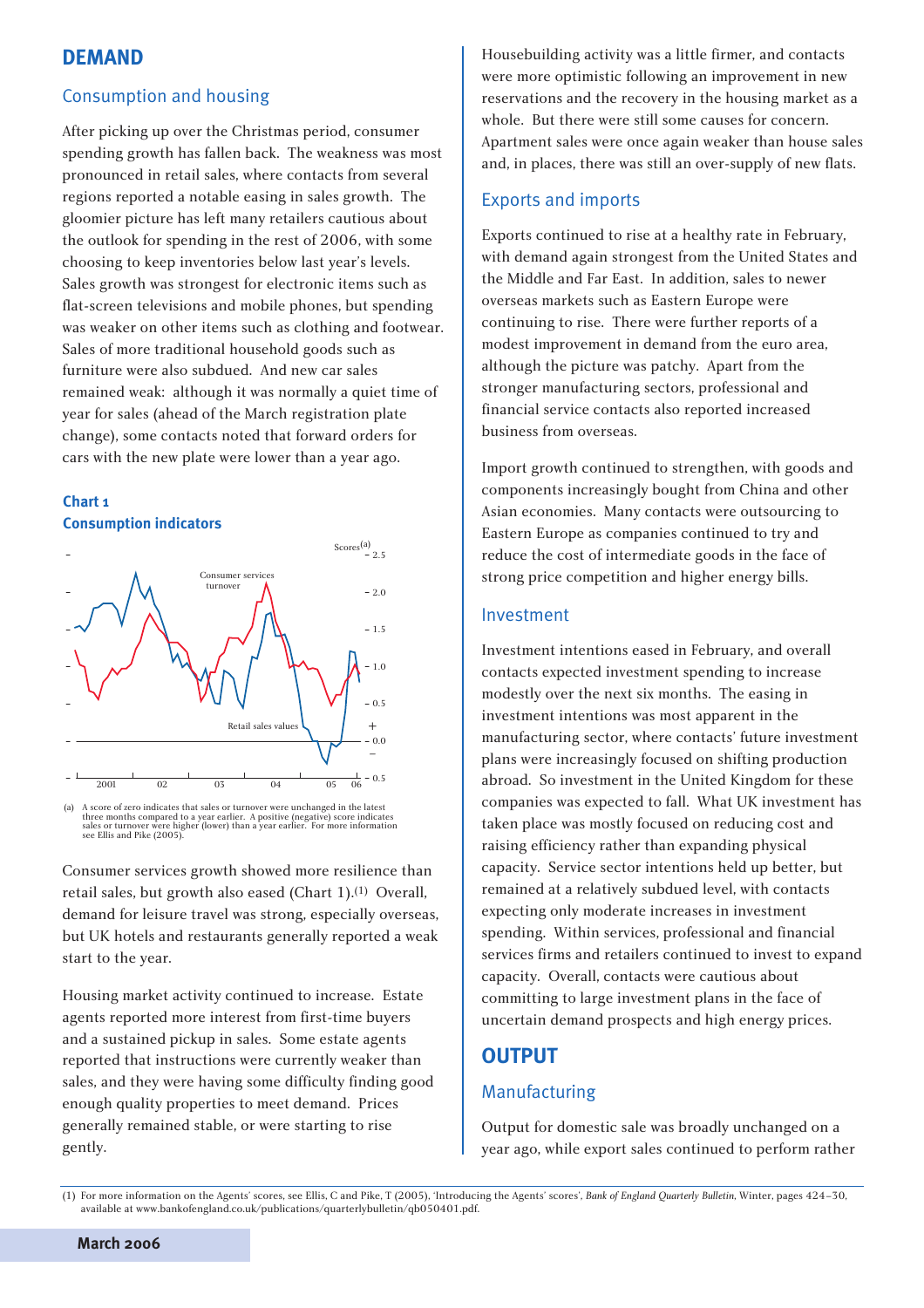## DEMAND

### Consumption and housing

After picking up over the Christmas period, consumer spending growth has fallen back. The weakness was most pronounced in retail sales, where contacts from several regions reported a notable easing in sales growth. The gloomier picture has left many retailers cautious about the outlook for spending in the rest of 2006, with some choosing to keep inventories below last year's levels. Sales growth was strongest for electronic items such as flat-screen televisions and mobile phones, but spending was weaker on other items such as clothing and footwear. Sales of more traditional household goods such as furniture were also subdued. And new car sales remained weak: although it was normally a quiet time of year for sales (ahead of the March registration plate change), some contacts noted that forward orders for cars with the new plate were lower than a year ago.

**Chart 1**
**Consumption indicators**

(a) A score of zero indicates that sales or turnover were unchanged in the latest three months compared to a year earlier. A positive (negative) score indicates sales or turnover were higher (lower) than a year earlier. For more information see Ellis and Pike (2005).

Consumer services growth showed more resilience than retail sales, but growth also eased (Chart 1).[1] Overall, demand for leisure travel was strong, especially overseas, but UK hotels and restaurants generally reported a weak start to the year.

Housing market activity continued to increase. Estate agents reported more interest from first-time buyers and a sustained pickup in sales. Some estate agents reported that instructions were currently weaker than sales, and they were having some difficulty finding good enough quality properties to meet demand. Prices generally remained stable, or were starting to rise gently.

Housebuilding activity was a little firmer, and contacts were more optimistic following an improvement in new reservations and the recovery in the housing market as a whole. But there were still some causes for concern. Apartment sales were once again weaker than house sales and, in places, there was still an over-supply of new flats.

### Exports and imports

Exports continued to rise at a healthy rate in February, with demand again strongest from the United States and the Middle and Far East. In addition, sales to newer overseas markets such as Eastern Europe were continuing to rise. There were further reports of a modest improvement in demand from the euro area, although the picture was patchy. Apart from the stronger manufacturing sectors, professional and financial service contacts also reported increased business from overseas.

Import growth continued to strengthen, with goods and components increasingly bought from China and other Asian economies. Many contacts were outsourcing to Eastern Europe as companies continued to try and reduce the cost of intermediate goods in the face of strong price competition and higher energy bills.

### Investment

Investment intentions eased in February, and overall contacts expected investment spending to increase modestly over the next six months. The easing in investment intentions was most apparent in the manufacturing sector, where contacts' future investment plans were increasingly focused on shifting production abroad. So investment in the United Kingdom for these companies was expected to fall. What UK investment has taken place was mostly focused on reducing cost and raising efficiency rather than expanding physical capacity. Service sector intentions held up better, but remained at a relatively subdued level, with contacts expecting only moderate increases in investment spending. Within services, professional and financial services firms and retailers continued to invest to expand capacity. Overall, contacts were cautious about committing to large investment plans in the face of uncertain demand prospects and high energy prices.

## OUTPUT

### Manufacturing

Output for domestic sale was broadly unchanged on a year ago, while export sales continued to perform rather

(1) For more information on the Agents' scores, see Ellis, C and Pike, T (2005), 'Introducing the Agents' scores', *Bank of England Quarterly Bulletin*, Winter, pages 424–30, available at www.bankofengland.co.uk/publications/quarterlybulletin/qb050401.pdf.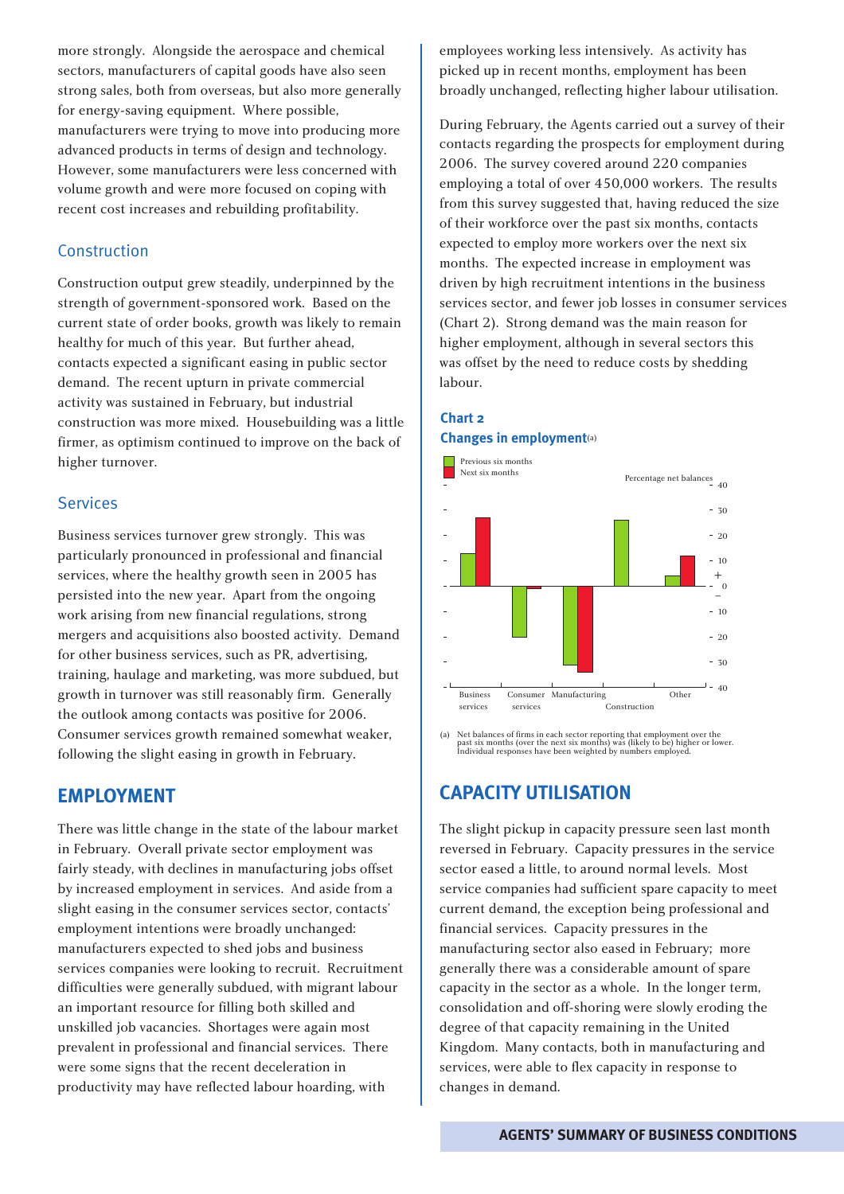more strongly. Alongside the aerospace and chemical sectors, manufacturers of capital goods have also seen strong sales, both from overseas, but also more generally for energy-saving equipment. Where possible, manufacturers were trying to move into producing more advanced products in terms of design and technology. However, some manufacturers were less concerned with volume growth and were more focused on coping with recent cost increases and rebuilding profitability.

### Construction

Construction output grew steadily, underpinned by the strength of government-sponsored work. Based on the current state of order books, growth was likely to remain healthy for much of this year. But further ahead, contacts expected a significant easing in public sector demand. The recent upturn in private commercial activity was sustained in February, but industrial construction was more mixed. Housebuilding was a little firmer, as optimism continued to improve on the back of higher turnover.

### Services

Business services turnover grew strongly. This was particularly pronounced in professional and financial services, where the healthy growth seen in 2005 has persisted into the new year. Apart from the ongoing work arising from new financial regulations, strong mergers and acquisitions also boosted activity. Demand for other business services, such as PR, advertising, training, haulage and marketing, was more subdued, but growth in turnover was still reasonably firm. Generally the outlook among contacts was positive for 2006. Consumer services growth remained somewhat weaker, following the slight easing in growth in February.

## EMPLOYMENT

There was little change in the state of the labour market in February. Overall private sector employment was fairly steady, with declines in manufacturing jobs offset by increased employment in services. And aside from a slight easing in the consumer services sector, contacts' employment intentions were broadly unchanged: manufacturers expected to shed jobs and business services companies were looking to recruit. Recruitment difficulties were generally subdued, with migrant labour an important resource for filling both skilled and unskilled job vacancies. Shortages were again most prevalent in professional and financial services. There were some signs that the recent deceleration in productivity may have reflected labour hoarding, with employees working less intensively. As activity has picked up in recent months, employment has been broadly unchanged, reflecting higher labour utilisation.

During February, the Agents carried out a survey of their contacts regarding the prospects for employment during 2006. The survey covered around 220 companies employing a total of over 450,000 workers. The results from this survey suggested that, having reduced the size of their workforce over the past six months, contacts expected to employ more workers over the next six months. The expected increase in employment was driven by high recruitment intentions in the business services sector, and fewer job losses in consumer services (Chart 2). Strong demand was the main reason for higher employment, although in several sectors this was offset by the need to reduce costs by shedding labour.

**Chart 2**
**Changes in employment(a)**

(a) Net balances of firms in each sector reporting that employment over the past six months (over the next six months) was (likely to be) higher or lower. Individual responses have been weighted by numbers employed.

## CAPACITY UTILISATION

The slight pickup in capacity pressure seen last month reversed in February. Capacity pressures in the service sector eased a little, to around normal levels. Most service companies had sufficient spare capacity to meet current demand, the exception being professional and financial services. Capacity pressures in the manufacturing sector also eased in February; more generally there was a considerable amount of spare capacity in the sector as a whole. In the longer term, consolidation and off-shoring were slowly eroding the degree of that capacity remaining in the United Kingdom. Many contacts, both in manufacturing and services, were able to flex capacity in response to changes in demand.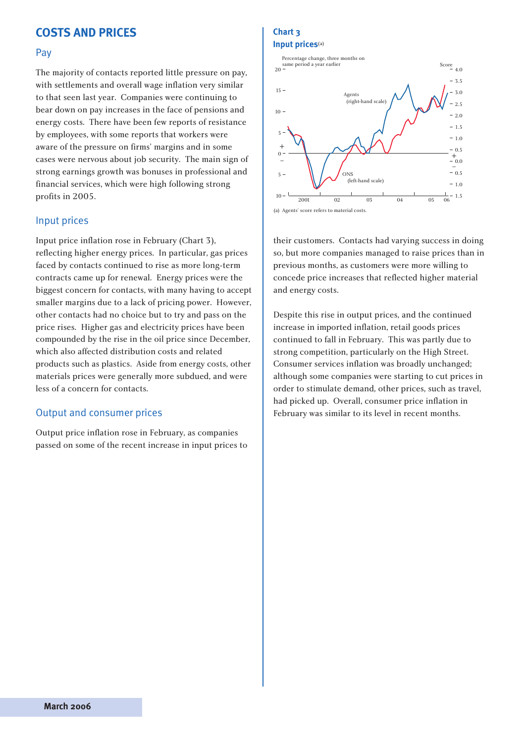## COSTS AND PRICES

### Pay

The majority of contacts reported little pressure on pay, with settlements and overall wage inflation very similar to that seen last year. Companies were continuing to bear down on pay increases in the face of pensions and energy costs. There have been few reports of resistance by employees, with some reports that workers were aware of the pressure on firms' margins and in some cases were nervous about job security. The main sign of strong earnings growth was bonuses in professional and financial services, which were high following strong profits in 2005.

### Input prices

Input price inflation rose in February (Chart 3), reflecting higher energy prices. In particular, gas prices faced by contacts continued to rise as more long-term contracts came up for renewal. Energy prices were the biggest concern for contacts, with many having to accept smaller margins due to a lack of pricing power. However, other contacts had no choice but to try and pass on the price rises. Higher gas and electricity prices have been compounded by the rise in the oil price since December, which also affected distribution costs and related products such as plastics. Aside from energy costs, other materials prices were generally more subdued, and were less of a concern for contacts.

**Chart 3**
**Input prices**(a)

Percentage change, three months on same period a year earlier

Score

Agents (right-hand scale)

ONS (left-hand scale)

20, 15, 10, 5, +, 0, –, 5, 10

4.0, 3.5, 3.0, 2.5, 2.0, 1.5, 1.0, 0.5, +, 0.0, –, 0.5, 1.0, 1.5

2001, 02, 03, 04, 05, 06

(a) Agents' score refers to material costs.

### Output and consumer prices

Output price inflation rose in February, as companies passed on some of the recent increase in input prices to their customers. Contacts had varying success in doing so, but more companies managed to raise prices than in previous months, as customers were more willing to concede price increases that reflected higher material and energy costs.

Despite this rise in output prices, and the continued increase in imported inflation, retail goods prices continued to fall in February. This was partly due to strong competition, particularly on the High Street. Consumer services inflation was broadly unchanged; although some companies were starting to cut prices in order to stimulate demand, other prices, such as travel, had picked up. Overall, consumer price inflation in February was similar to its level in recent months.